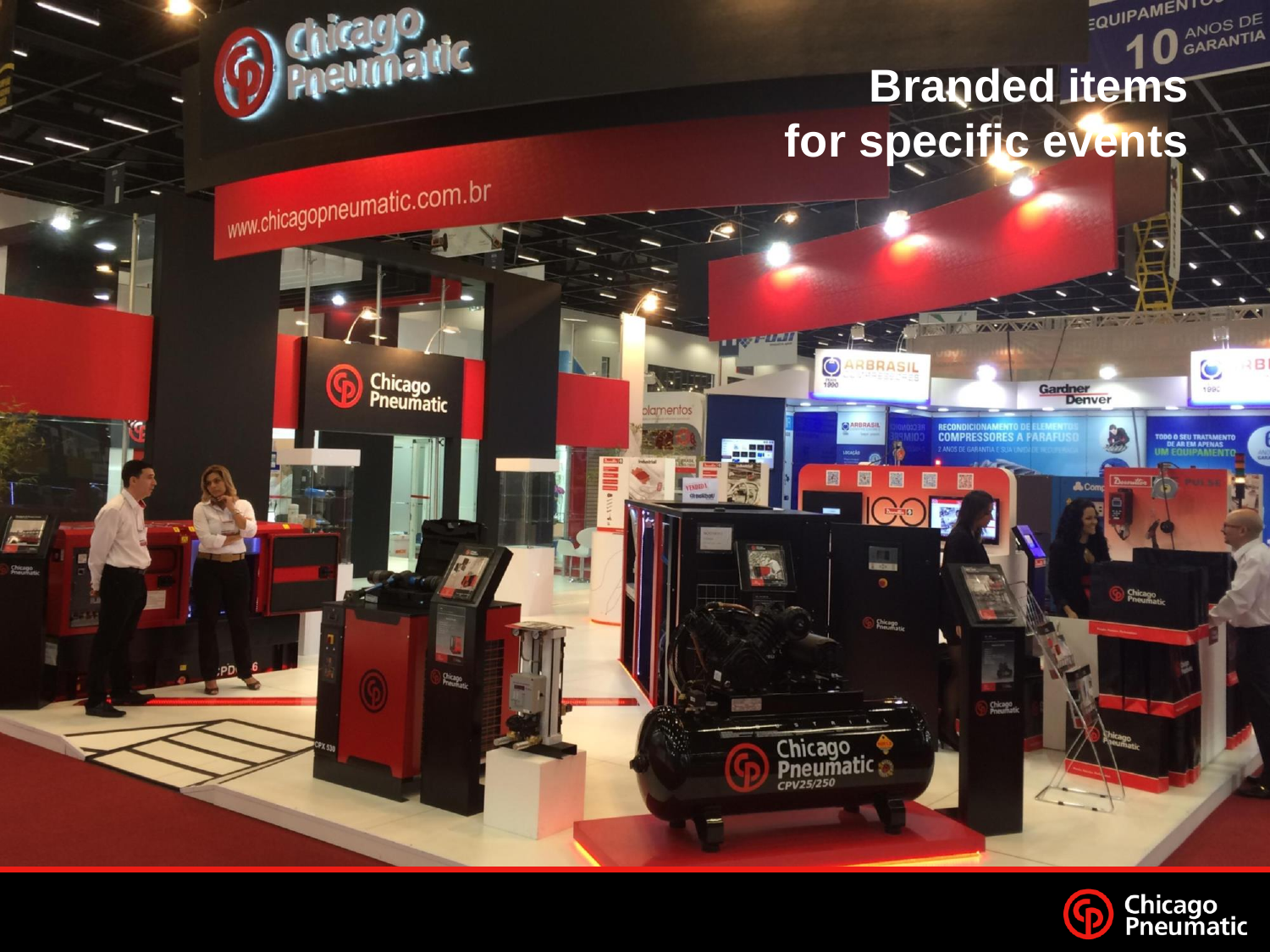# Branded items for specific events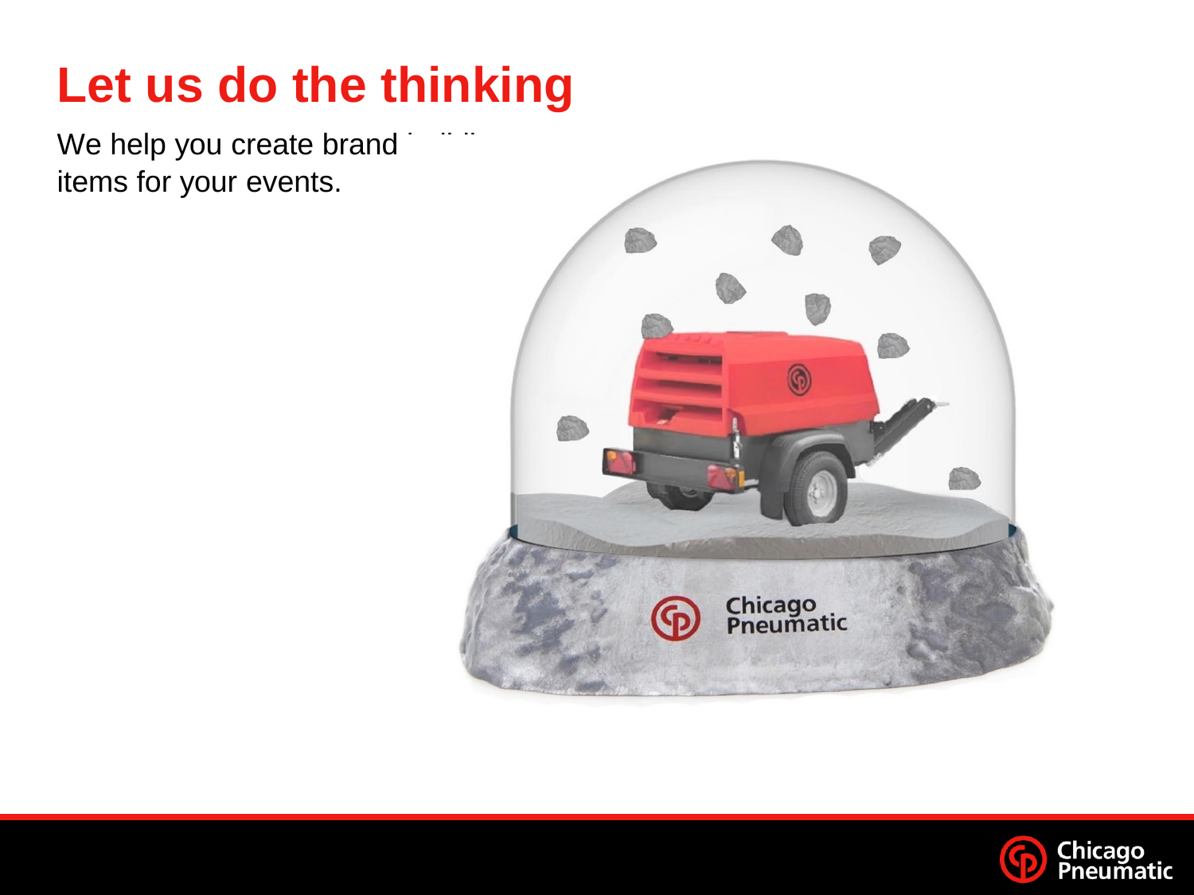# Let us do the thinking

We help you create brand building
items for your events.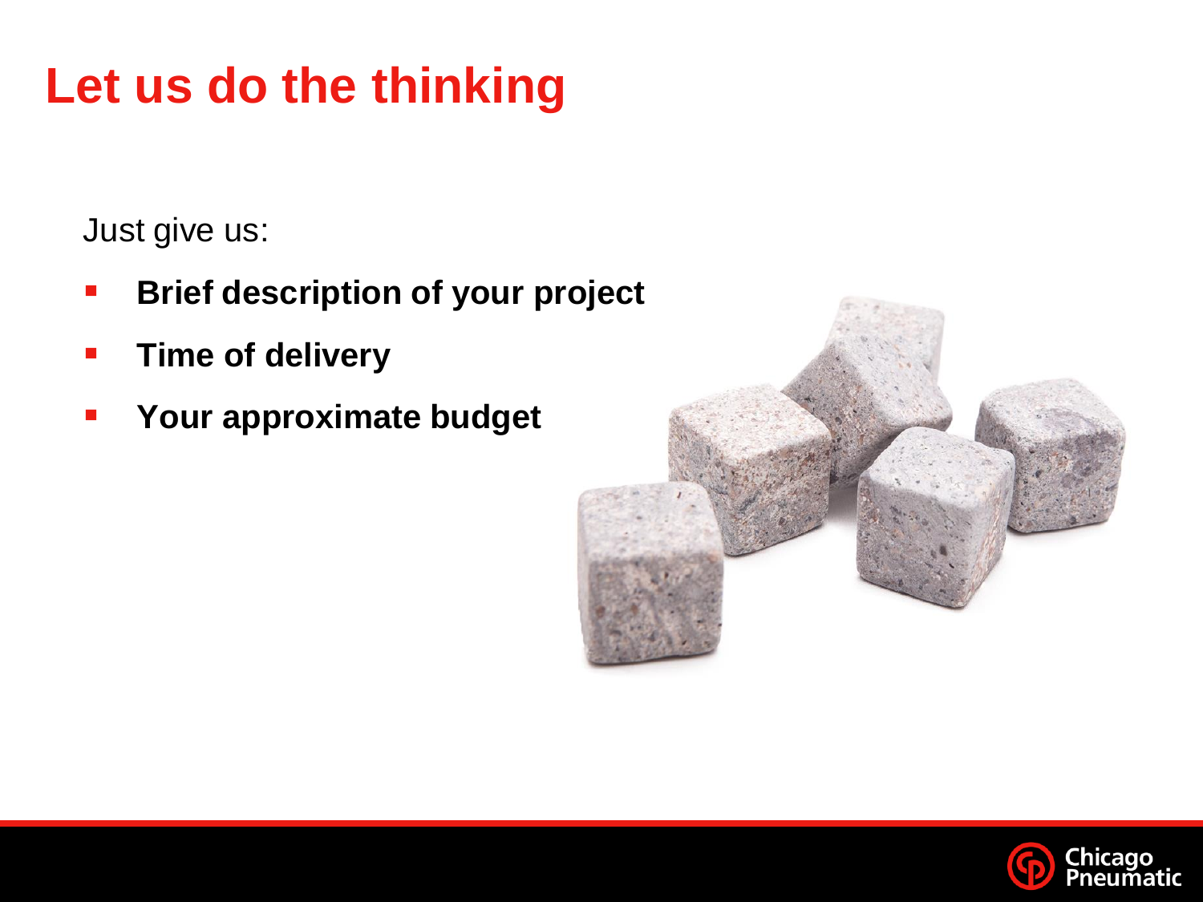# Let us do the thinking

Just give us:

- **Brief description of your project**
- **Time of delivery**
- **Your approximate budget**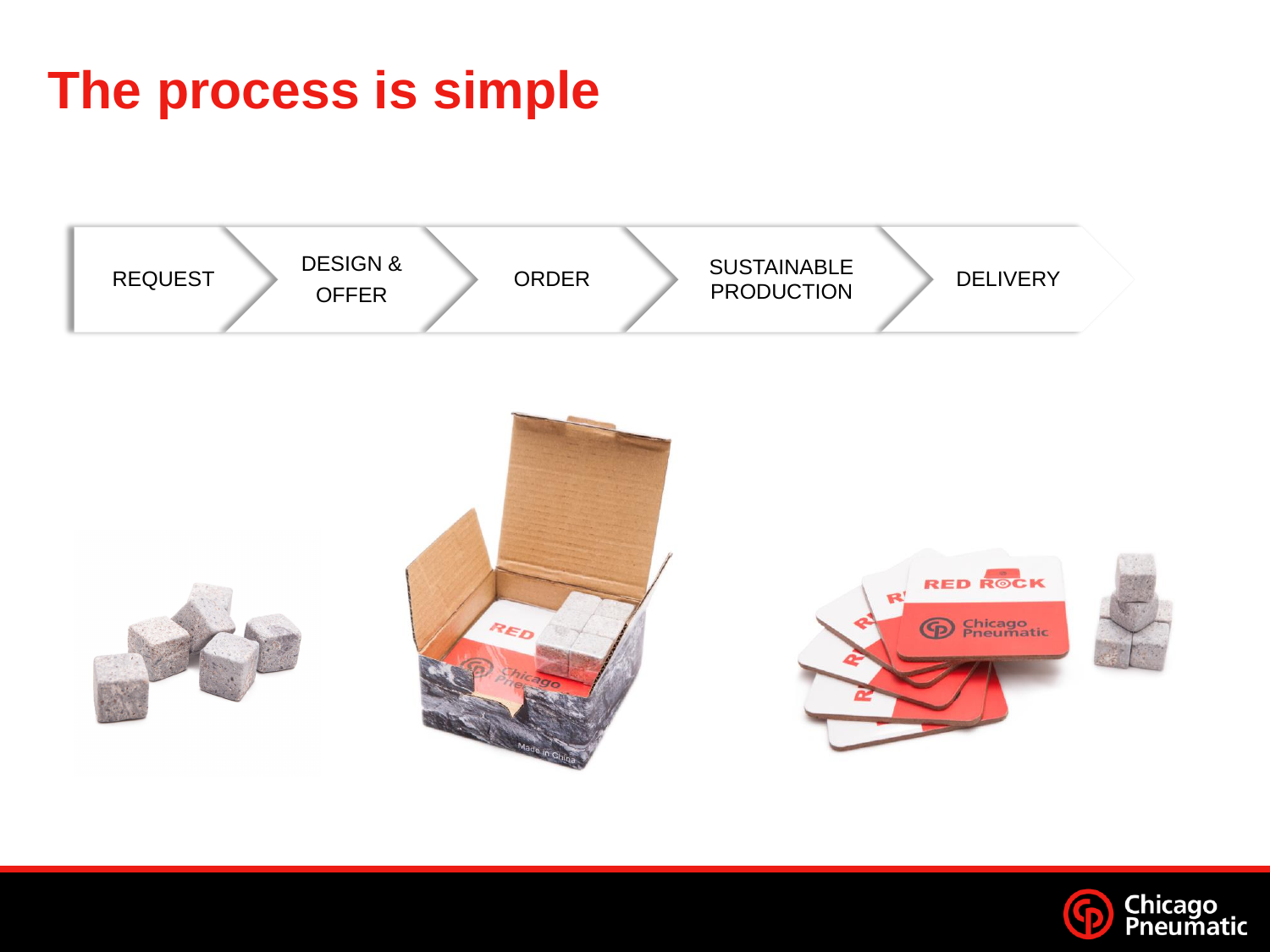# The process is simple

REQUEST → DESIGN & OFFER → ORDER → SUSTAINABLE PRODUCTION → DELIVERY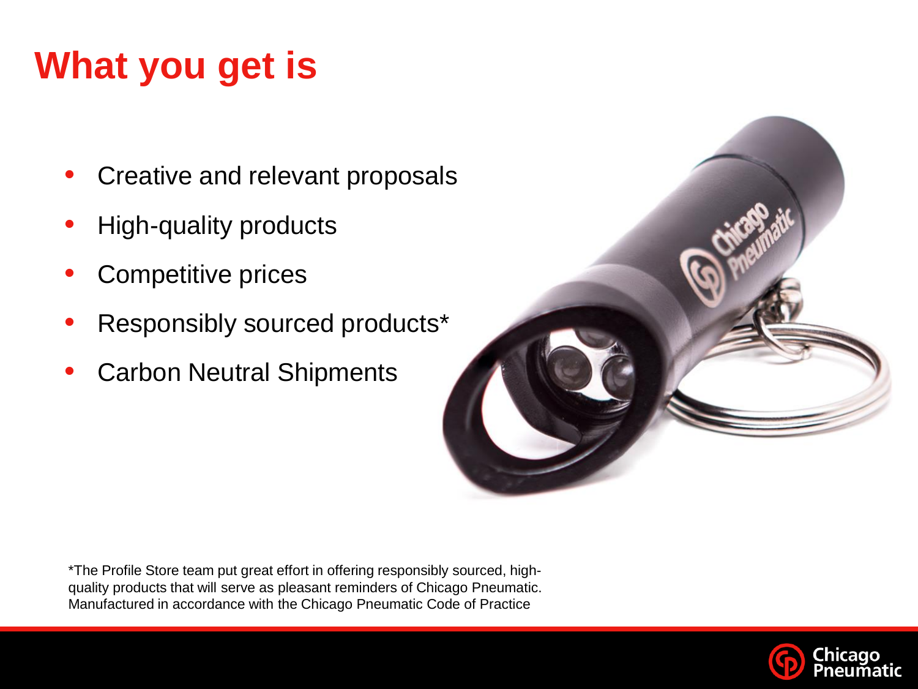# What you get is

- Creative and relevant proposals
- High-quality products
- Competitive prices
- Responsibly sourced products*
- Carbon Neutral Shipments

*The Profile Store team put great effort in offering responsibly sourced, high-quality products that will serve as pleasant reminders of Chicago Pneumatic. Manufactured in accordance with the Chicago Pneumatic Code of Practice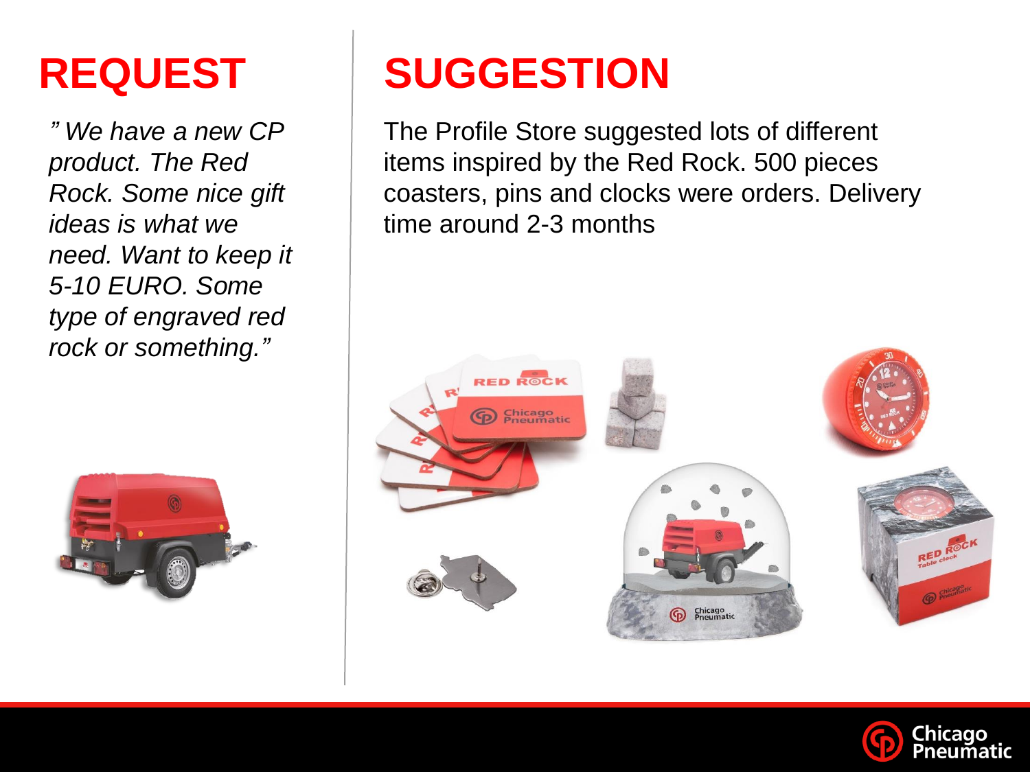# REQUEST

*"We have a new CP product. The Red Rock. Some nice gift ideas is what we need. Want to keep it 5-10 EURO. Some type of engraved red rock or something."*

# SUGGESTION

The Profile Store suggested lots of different items inspired by the Red Rock. 500 pieces coasters, pins and clocks were orders. Delivery time around 2-3 months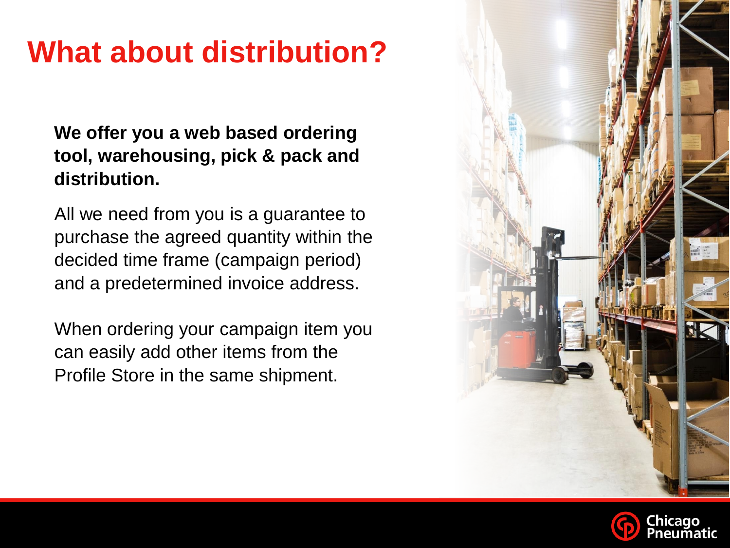# What about distribution?

**We offer you a web based ordering tool, warehousing, pick & pack and distribution.**

All we need from you is a guarantee to purchase the agreed quantity within the decided time frame (campaign period) and a predetermined invoice address.

When ordering your campaign item you can easily add other items from the Profile Store in the same shipment.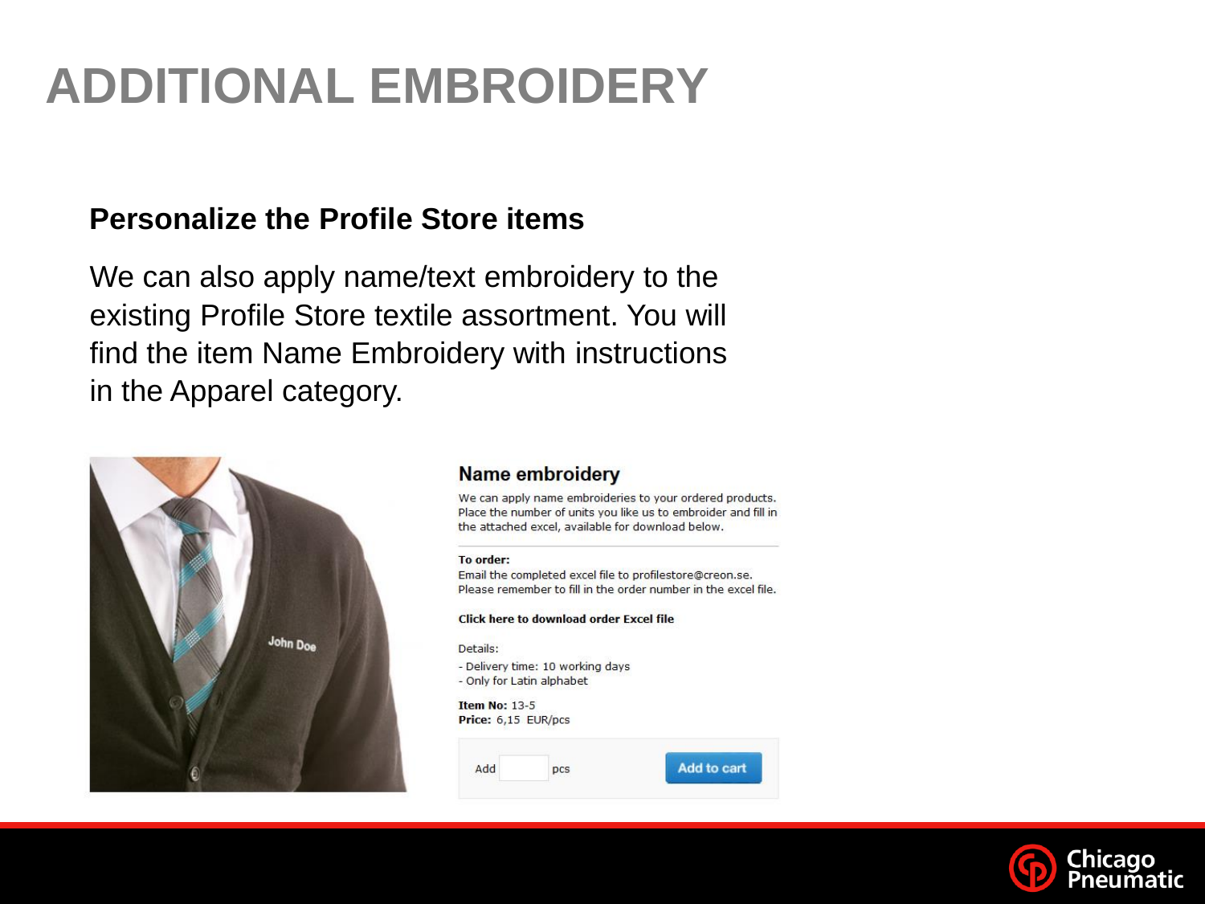# ADDITIONAL EMBROIDERY

**Personalize the Profile Store items**

We can also apply name/text embroidery to the existing Profile Store textile assortment. You will find the item Name Embroidery with instructions in the Apparel category.

John Doe

## Name embroidery

We can apply name embroideries to your ordered products. Place the number of units you like us to embroider and fill in the attached excel, available for download below.

**To order:**
Email the completed excel file to profilestore@creon.se.
Please remember to fill in the order number in the excel file.

**Click here to download order Excel file**

Details:

- Delivery time: 10 working days
- Only for Latin alphabet

**Item No:** 13-5
**Price:** 6,15 EUR/pcs

Add pcs Add to cart

Chicago Pneumatic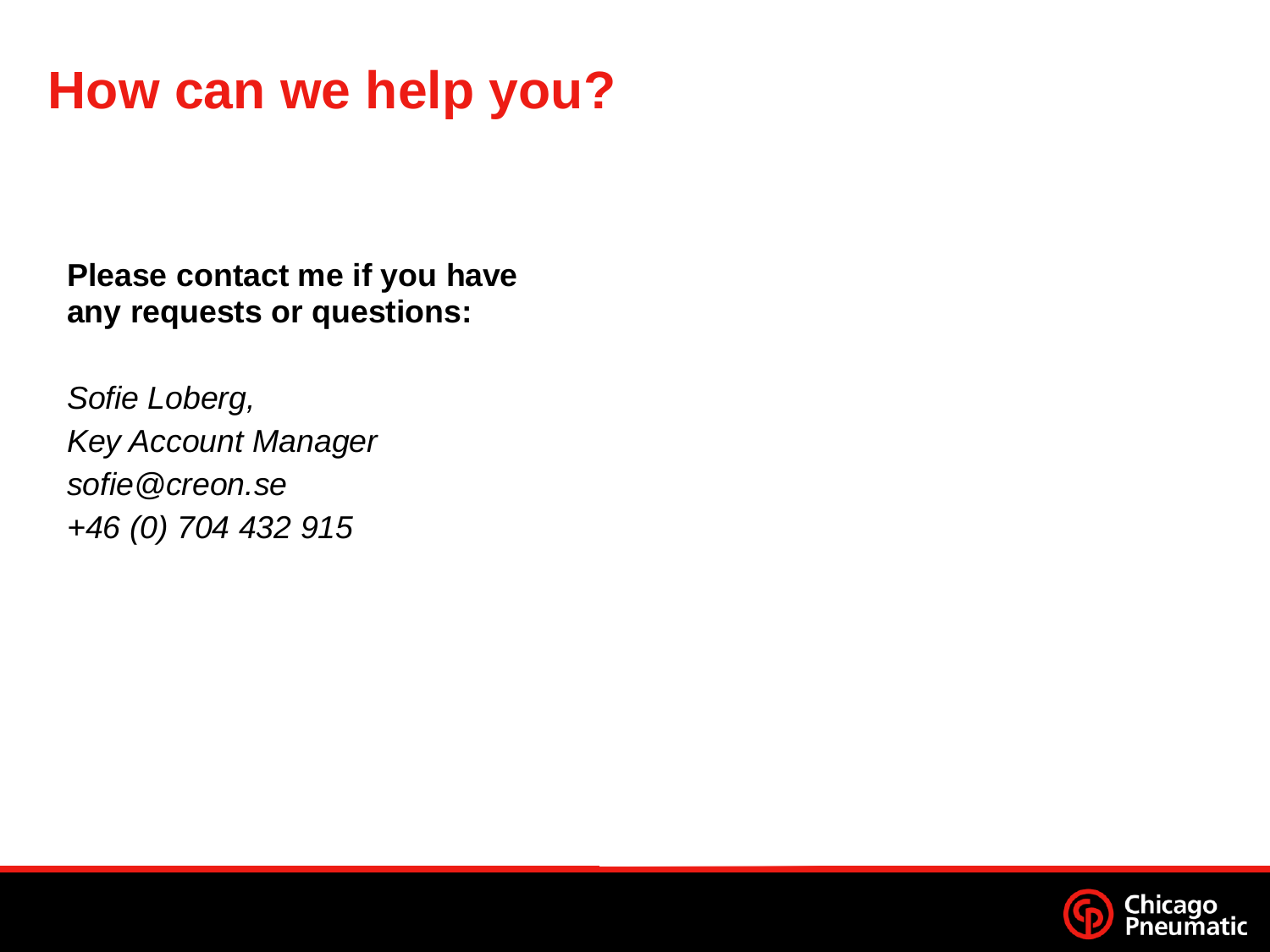# How can we help you?

**Please contact me if you have any requests or questions:**

*Sofie Loberg,*
*Key Account Manager*
*sofie@creon.se*
*+46 (0) 704 432 915*